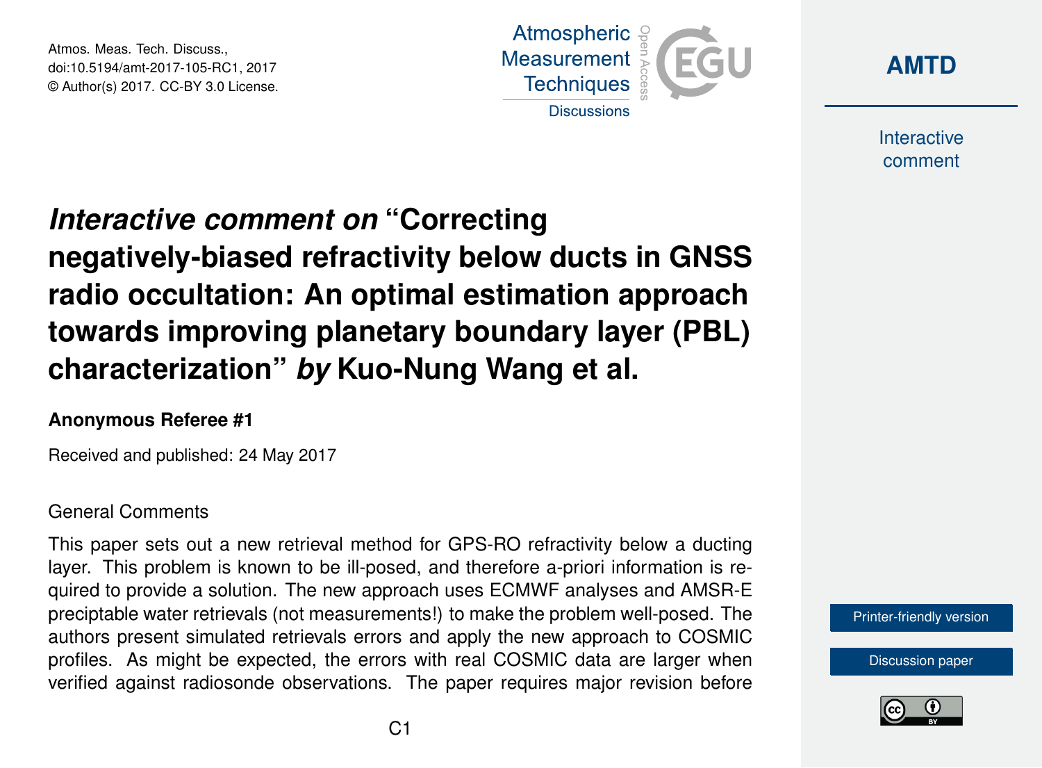Atmos. Meas. Tech. Discuss.,
doi:10.5194/amt-2017-105-RC1, 2017
© Author(s) 2017. CC-BY 3.0 License.

# *Interactive comment on* "Correcting negatively-biased refractivity below ducts in GNSS radio occultation: An optimal estimation approach towards improving planetary boundary layer (PBL) characterization" *by* Kuo-Nung Wang et al.

**Anonymous Referee #1**

Received and published: 24 May 2017

General Comments

This paper sets out a new retrieval method for GPS-RO refractivity below a ducting layer. This problem is known to be ill-posed, and therefore a-priori information is required to provide a solution. The new approach uses ECMWF analyses and AMSR-E preciptable water retrievals (not measurements!) to make the problem well-posed. The authors present simulated retrievals errors and apply the new approach to COSMIC profiles. As might be expected, the errors with real COSMIC data are larger when verified against radiosonde observations. The paper requires major revision before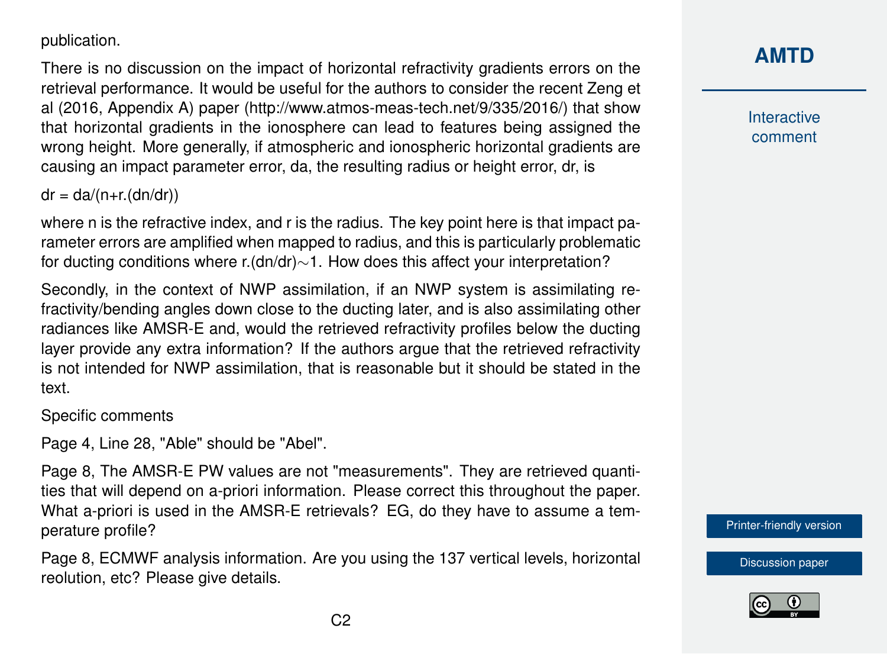publication.

There is no discussion on the impact of horizontal refractivity gradients errors on the retrieval performance. It would be useful for the authors to consider the recent Zeng et al (2016, Appendix A) paper (http://www.atmos-meas-tech.net/9/335/2016/) that show that horizontal gradients in the ionosphere can lead to features being assigned the wrong height. More generally, if atmospheric and ionospheric horizontal gradients are causing an impact parameter error, da, the resulting radius or height error, dr, is

$$dr = da/(n+r.(dn/dr))$$

where n is the refractive index, and r is the radius. The key point here is that impact parameter errors are amplified when mapped to radius, and this is particularly problematic for ducting conditions where $r.(dn/dr) \sim 1$. How does this affect your interpretation?

Secondly, in the context of NWP assimilation, if an NWP system is assimilating refractivity/bending angles down close to the ducting later, and is also assimilating other radiances like AMSR-E and, would the retrieved refractivity profiles below the ducting layer provide any extra information? If the authors argue that the retrieved refractivity is not intended for NWP assimilation, that is reasonable but it should be stated in the text.

Specific comments

Page 4, Line 28, "Able" should be "Abel".

Page 8, The AMSR-E PW values are not "measurements". They are retrieved quantities that will depend on a-priori information. Please correct this throughout the paper. What a-priori is used in the AMSR-E retrievals? EG, do they have to assume a temperature profile?

Page 8, ECMWF analysis information. Are you using the 137 vertical levels, horizontal reolution, etc? Please give details.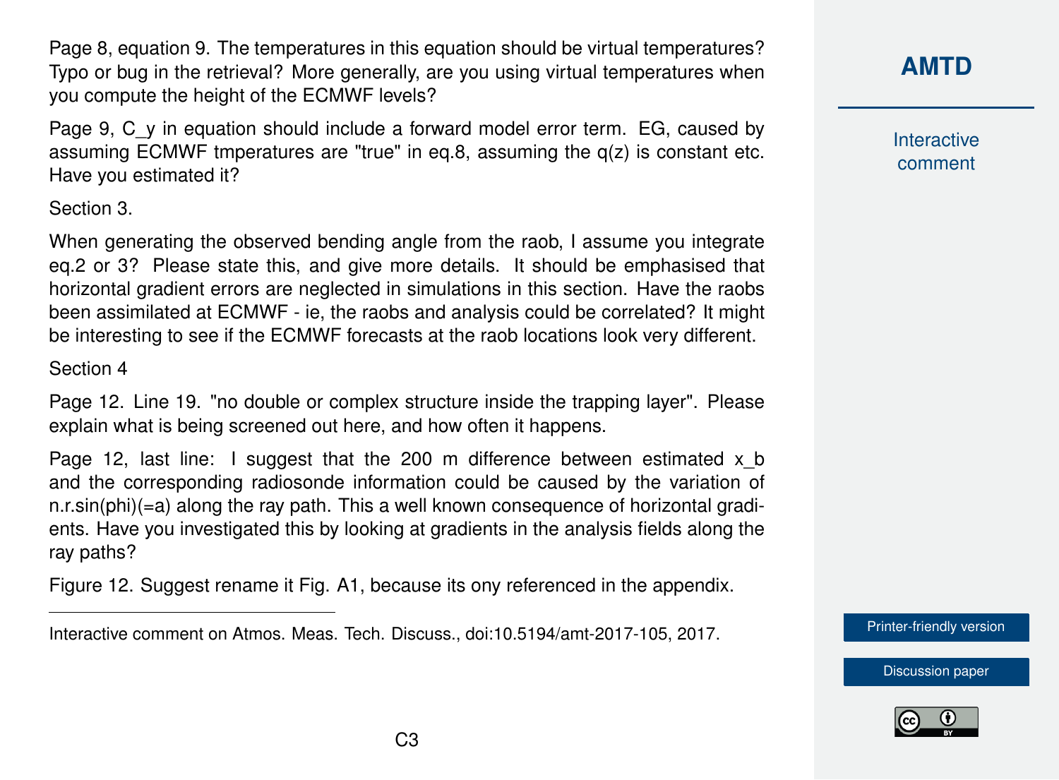Page 8, equation 9. The temperatures in this equation should be virtual temperatures? Typo or bug in the retrieval? More generally, are you using virtual temperatures when you compute the height of the ECMWF levels?

Page 9, $C_y$ in equation should include a forward model error term. EG, caused by assuming ECMWF tmperatures are "true" in eq.8, assuming the $q(z)$ is constant etc. Have you estimated it?

Section 3.

When generating the observed bending angle from the raob, I assume you integrate eq.2 or 3? Please state this, and give more details. It should be emphasised that horizontal gradient errors are neglected in simulations in this section. Have the raobs been assimilated at ECMWF - ie, the raobs and analysis could be correlated? It might be interesting to see if the ECMWF forecasts at the raob locations look very different.

Section 4

Page 12. Line 19. "no double or complex structure inside the trapping layer". Please explain what is being screened out here, and how often it happens.

Page 12, last line: I suggest that the 200 m difference between estimated $x_b$ and the corresponding radiosonde information could be caused by the variation of $n.r.\sin(\phi)(=a)$ along the ray path. This a well known consequence of horizontal gradients. Have you investigated this by looking at gradients in the analysis fields along the ray paths?

Figure 12. Suggest rename it Fig. A1, because its ony referenced in the appendix.

---

Interactive comment on Atmos. Meas. Tech. Discuss., doi:10.5194/amt-2017-105, 2017.